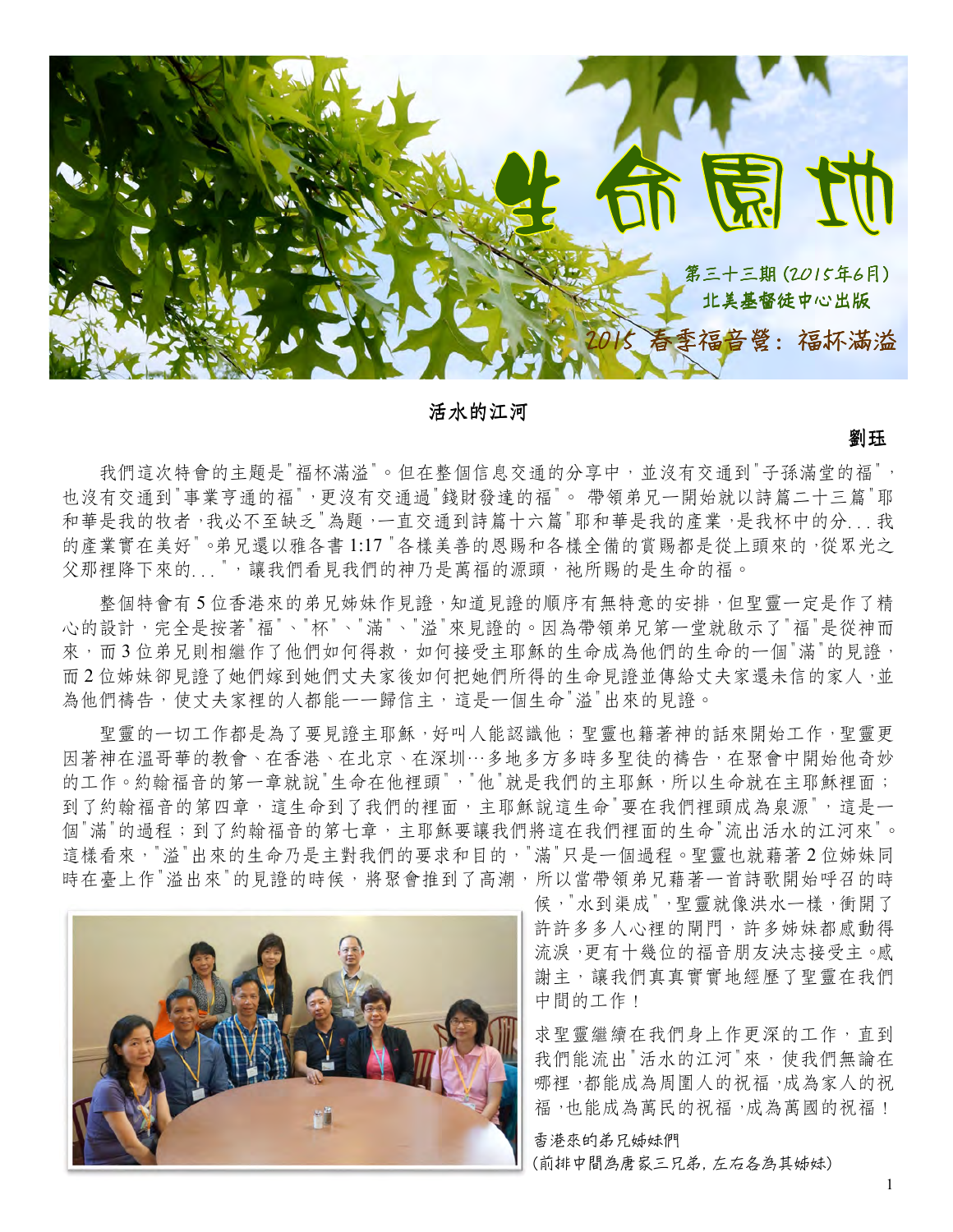# 生命園地

第三十三期 (2015年6月)
北美基督徒中心出版

2015 春季福音營：福杯滿溢

## 活水的江河

**劉珏**

我們這次特會的主題是"福杯滿溢"。但在整個信息交通的分享中，並沒有交通到"子孫滿堂的福"，也沒有交通到"事業亨通的福"，更沒有交通過"錢財發達的福"。 帶領弟兄一開始就以詩篇二十三篇"耶和華是我的牧者，我必不至缺乏"為題，一直交通到詩篇十六篇"耶和華是我的產業，是我杯中的分...我的產業實在美好"。弟兄還以雅各書 1:17 "各樣美善的恩賜和各樣全備的賞賜都是從上頭來的，從眾光之父那裡降下來的..."，讓我們看見我們的神乃是萬福的源頭，祂所賜的是生命的福。

整個特會有 5 位香港來的弟兄姊妹作見證，知道見證的順序有無特意的安排，但聖靈一定是作了精心的設計，完全是按著"福"、"杯"、"滿"、"溢"來見證的。因為帶領弟兄第一堂就啟示了"福"是從神而來，而 3 位弟兄則相繼作了他們如何得救，如何接受主耶穌的生命成為他們的生命的一個"滿"的見證，而 2 位姊妹卻見證了她們嫁到她們丈夫家後如何把她們所得的生命見證並傳給丈夫家還未信的家人，並為他們禱告，使丈夫家裡的人都能一一歸信主，這是一個生命"溢"出來的見證。

聖靈的一切工作都是為了要見證主耶穌，好叫人能認識他；聖靈也藉著神的話來開始工作，聖靈更因著神在溫哥華的教會、在香港、在北京、在深圳…多地多方多時多聖徒的禱告，在聚會中開始他奇妙的工作。約翰福音的第一章就說"生命在他裡頭"，"他"就是我們的主耶穌，所以生命就在主耶穌裡面；到了約翰福音的第四章，這生命到了我們的裡面，主耶穌說這生命"要在我們裡頭成為泉源"，這是一個"滿"的過程；到了約翰福音的第七章，主耶穌要讓我們將這在我們裡面的生命"流出活水的江河來"。這樣看來，"溢"出來的生命乃是主對我們的要求和目的，"滿"只是一個過程。聖靈也就藉著 2 位姊妹同時在臺上作"溢出來"的見證的時候，將聚會推到了高潮，所以當帶領弟兄藉著一首詩歌開始呼召的時候，"水到渠成"，聖靈就像洪水一樣，衝開了許許多多人心裡的閘門，許多姊妹都感動得流淚，更有十幾位的福音朋友決志接受主。感謝主，讓我們真真實實地經歷了聖靈在我們中間的工作！

求聖靈繼續在我們身上作更深的工作，直到我們能流出"活水的江河"來，使我們無論在哪裡，都能成為周圍人的祝福，成為家人的祝福，也能成為萬民的祝福，成為萬國的祝福！

香港來的弟兄姊妹們
(前排中間為唐家三兄弟，左右各為其姊妹)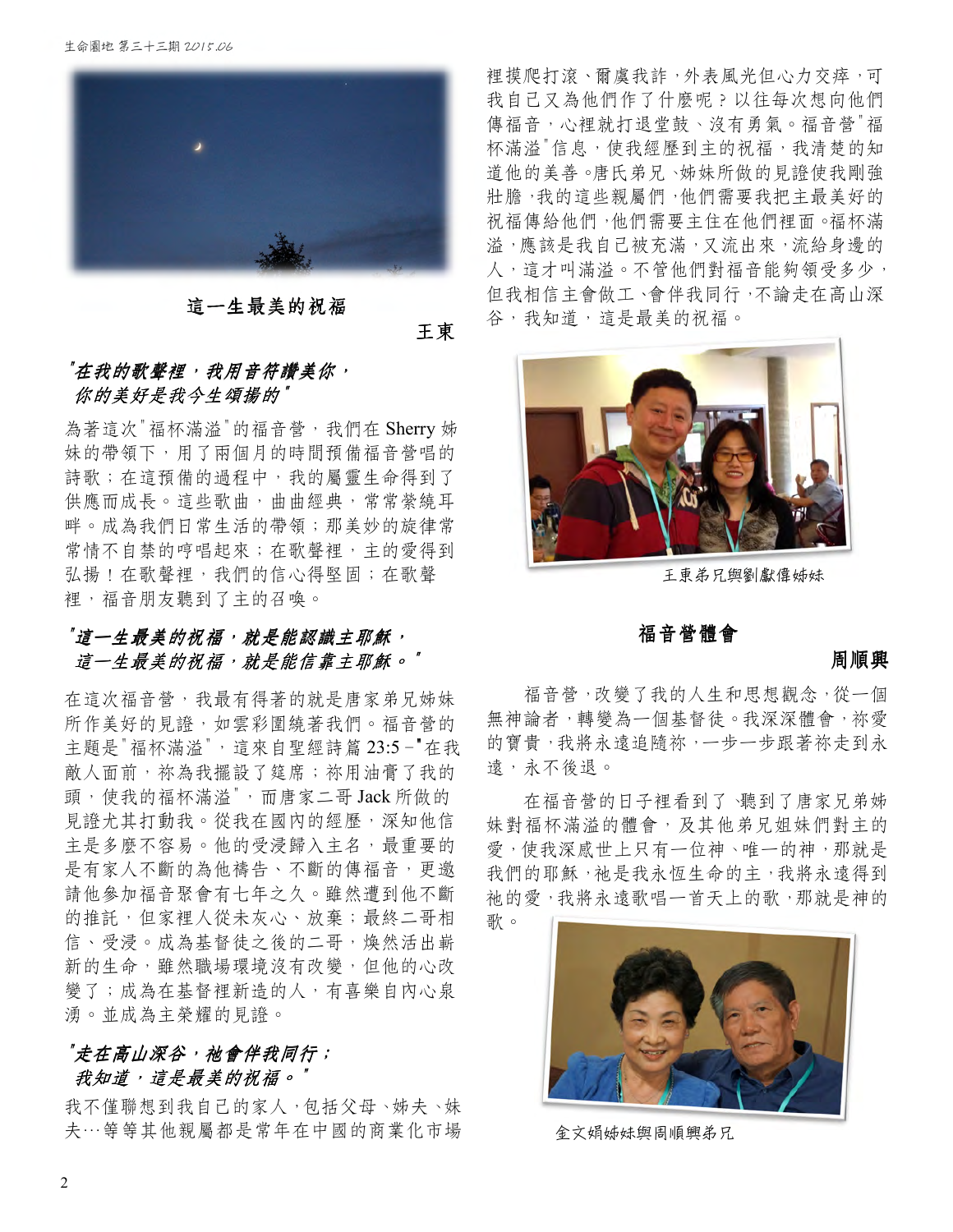## 這一生最美的祝福

**王東**

***"在我的歌聲裡，我用音符讚美你，你的美好是我今生頌揚的"***

為著這次"福杯滿溢"的福音營，我們在 Sherry 姊妹的帶領下，用了兩個月的時間預備福音營唱的詩歌；在這預備的過程中，我的屬靈生命得到了供應而成長。這些歌曲，曲曲經典，常常縈繞耳畔。成為我們日常生活的帶領；那美妙的旋律常常情不自禁的哼唱起來；在歌聲裡，主的愛得到弘揚！在歌聲裡，我們的信心得堅固；在歌聲裡，福音朋友聽到了主的召喚。

***"這一生最美的祝福，就是能認識主耶穌，這一生最美的祝福，就是能信靠主耶穌。"***

在這次福音營，我最有得著的就是唐家弟兄姊妹所作美好的見證，如雲彩圍繞著我們。福音營的主題是"福杯滿溢"，這來自聖經詩篇 23:5 –"在我敵人面前，祢為我擺設了筵席；祢用油膏了我的頭，使我的福杯滿溢"，而唐家二哥 Jack 所做的見證尤其打動我。從我在國內的經歷，深知他信主是多麼不容易。他的受浸歸入主名，最重要的是有家人不斷的為他禱告、不斷的傳福音，更邀請他參加福音聚會有七年之久。雖然遭到他不斷的推託，但家裡人從未灰心、放棄；最終二哥相信、受浸。成為基督徒之後的二哥，煥然活出嶄新的生命，雖然職場環境沒有改變，但他的心改變了；成為在基督裡新造的人，有喜樂自內心泉湧。並成為主榮耀的見證。

***"走在高山深谷，祂會伴我同行；我知道，這是最美的祝福。"***

我不僅聯想到我自己的家人，包括父母、姊夫、妹夫…等等其他親屬都是常年在中國的商業化市場裡摸爬打滾、爾虞我詐，外表風光但心力交瘁，可我自己又為他們作了什麼呢？以往每次想向他們傳福音，心裡就打退堂鼓、沒有勇氣。福音營"福杯滿溢"信息，使我經歷到主的祝福，我清楚的知道他的美善。唐氏弟兄、姊妹所做的見證使我剛強壯膽，我的這些親屬們，他們需要我把主最美好的祝福傳給他們，他們需要主住在他們裡面。福杯滿溢，應該是我自己被充滿，又流出來，流給身邊的人，這才叫滿溢。不管他們對福音能夠領受多少，但我相信主會做工、會伴我同行，不論走在高山深谷，我知道，這是最美的祝福。

王東弟兄與劉獻偉姊妹

## 福音營體會

**周順興**

福音營，改變了我的人生和思想觀念，從一個無神論者，轉變為一個基督徒。我深深體會，祢愛的寶貴，我將永遠追隨祢，一步一步跟著祢走到永遠，永不後退。

在福音營的日子裡看到了、聽到了唐家兄弟姊妹對福杯滿溢的體會，及其他弟兄姐妹們對主的愛，使我深感世上只有一位神、唯一的神，那就是我們的耶穌，祂是我永恆生命的主，我將永遠得到祂的愛，我將永遠歌唱一首天上的歌，那就是神的歌。

金文娟姊妹與周順興弟兄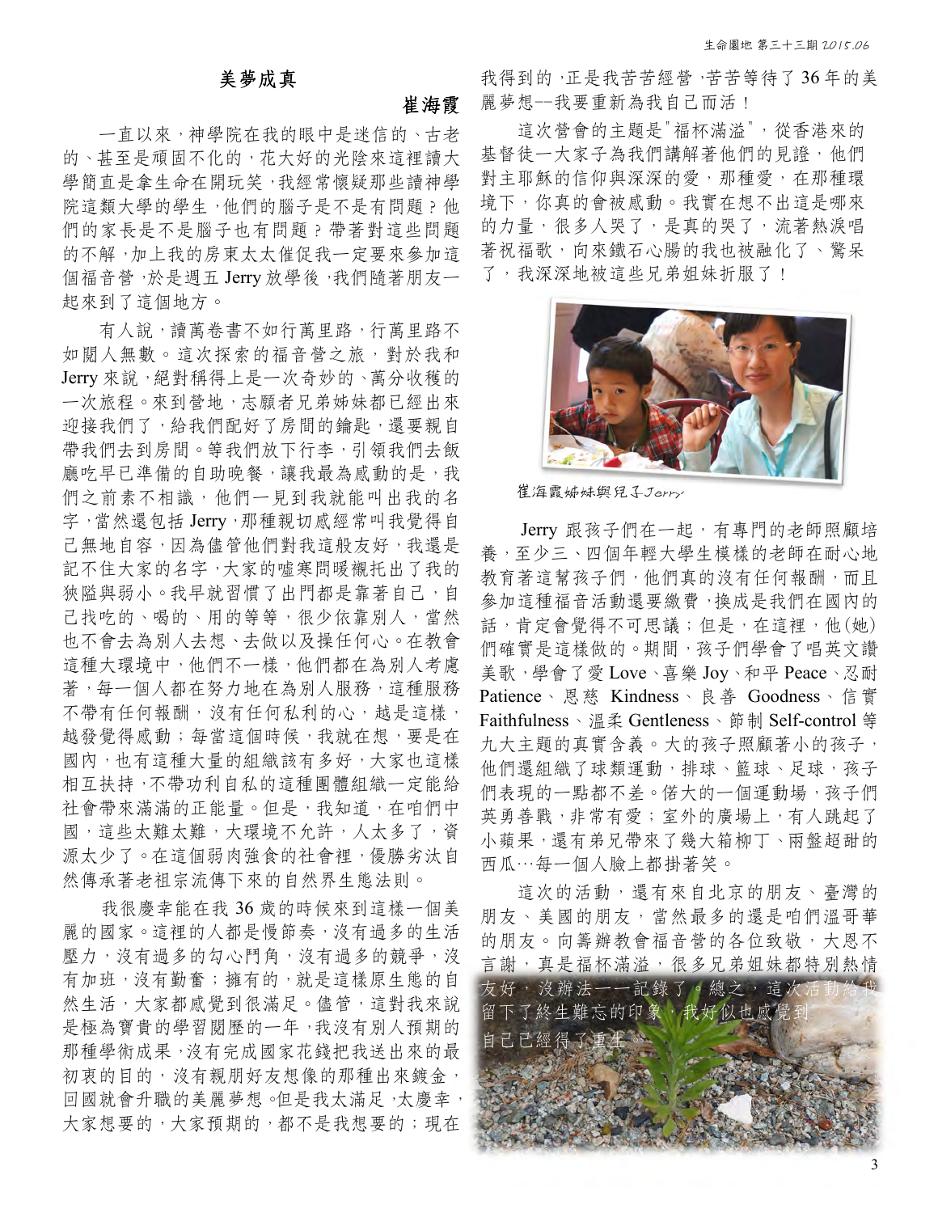## 美夢成真

**崔海霞**

一直以來，神學院在我的眼中是迷信的、古老的、甚至是頑固不化的，花大好的光陰來這裡讀大學簡直是拿生命在開玩笑，我經常懷疑那些讀神學院這類大學的學生，他們的腦子是不是有問題？他們的家長是不是腦子也有問題？帶著對這些問題的不解，加上我的房東太太催促我一定要來參加這個福音營，於是週五 Jerry 放學後，我們隨著朋友一起來到了這個地方。

有人說，讀萬卷書不如行萬里路，行萬里路不如閱人無數。這次探索的福音營之旅，對於我和 Jerry 來說，絕對稱得上是一次奇妙的、萬分收穫的一次旅程。來到營地，志願者兄弟姊妹都已經出來迎接我們了，給我們配好了房間的鑰匙，還要親自帶我們去到房間。等我們放下行李，引領我們去飯廳吃早已準備的自助晚餐，讓我最為感動的是，我們之前素不相識，他們一見到我就能叫出我的名字，當然還包括 Jerry，那種親切感經常叫我覺得自己無地自容，因為儘管他們對我這般友好，我還是記不住大家的名字，大家的噓寒問暖襯托出了我的狹隘與弱小。我早就習慣了出門都是靠著自己，自己找吃的、喝的、用的等等，很少依靠別人，當然也不會去為別人去想、去做以及操任何心。在教會這種大環境中，他們不一樣，他們都在為別人考慮著，每一個人都在努力地在為別人服務，這種服務不帶有任何報酬，沒有任何私利的心，越是這樣，越發覺得感動；每當這個時候，我就在想，要是在國內，也有這種大量的組織該有多好，大家也這樣相互扶持，不帶功利自私的這種團體組織一定能給社會帶來滿滿的正能量。但是，我知道，在咱們中國，這些太難太難，大環境不允許，人太多了，資源太少了。在這個弱肉強食的社會裡，優勝劣汰自然傳承著老祖宗流傳下來的自然界生態法則。

我很慶幸能在我 36 歲的時候來到這樣一個美麗的國家。這裡的人都是慢節奏，沒有過多的生活壓力，沒有過多的勾心鬥角，沒有過多的競爭，沒有加班，沒有勤奮；擁有的，就是這樣原生態的自然生活，大家都感覺到很滿足。儘管，這對我來說是極為寶貴的學習閱歷的一年，我沒有別人預期的那種學術成果，沒有完成國家花錢把我送出來的最初衷的目的，沒有親朋好友想像的那種出來鍍金，回國就會升職的美麗夢想。但是我太滿足，太慶幸，大家想要的，大家預期的，都不是我想要的；現在我得到的，正是我苦苦經營，苦苦等待了 36 年的美麗夢想--我要重新為我自己而活！

這次營會的主題是"福杯滿溢"，從香港來的基督徒一大家子為我們講解著他們的見證，他們對主耶穌的信仰與深深的愛，那種愛，在那種環境下，你真的會被感動。我實在想不出這是哪來的力量，很多人哭了，是真的哭了，流著熱淚唱著祝福歌，向來鐵石心腸的我也被融化了、驚呆了，我深深地被這些兄弟姐妹折服了！

崔海霞姊妹與兒子Jerry

Jerry 跟孩子們在一起，有專門的老師照顧培養，至少三、四個年輕大學生模樣的老師在耐心地教育著這幫孩子們，他們真的沒有任何報酬，而且參加這種福音活動還要繳費，換成是我們在國內的話，肯定會覺得不可思議；但是，在這裡，他(她)們確實是這樣做的。期間，孩子們學會了唱英文讚美歌，學會了愛 Love、喜樂 Joy、和平 Peace、忍耐 Patience、恩慈 Kindness、良善 Goodness、信實 Faithfulness、溫柔 Gentleness、節制 Self-control 等九大主題的真實含義。大的孩子照顧著小的孩子，他們還組織了球類運動，排球、籃球、足球，孩子們表現的一點都不差。偌大的一個運動場，孩子們英勇善戰，非常有愛；室外的廣場上，有人跳起了小蘋果，還有弟兄帶來了幾大箱柳丁、兩盤超甜的西瓜…每一個人臉上都掛著笑。

這次的活動，還有來自北京的朋友、臺灣的朋友、美國的朋友，當然最多的還是咱們溫哥華的朋友。向籌辦教會福音營的各位致敬，大恩不言謝，真是福杯滿溢，很多兄弟姐妹都特別熱情友好，沒辦法一一記錄了。總之，這次活動給我留下了終生難忘的印象，我好似也感覺到自己已經得了重生。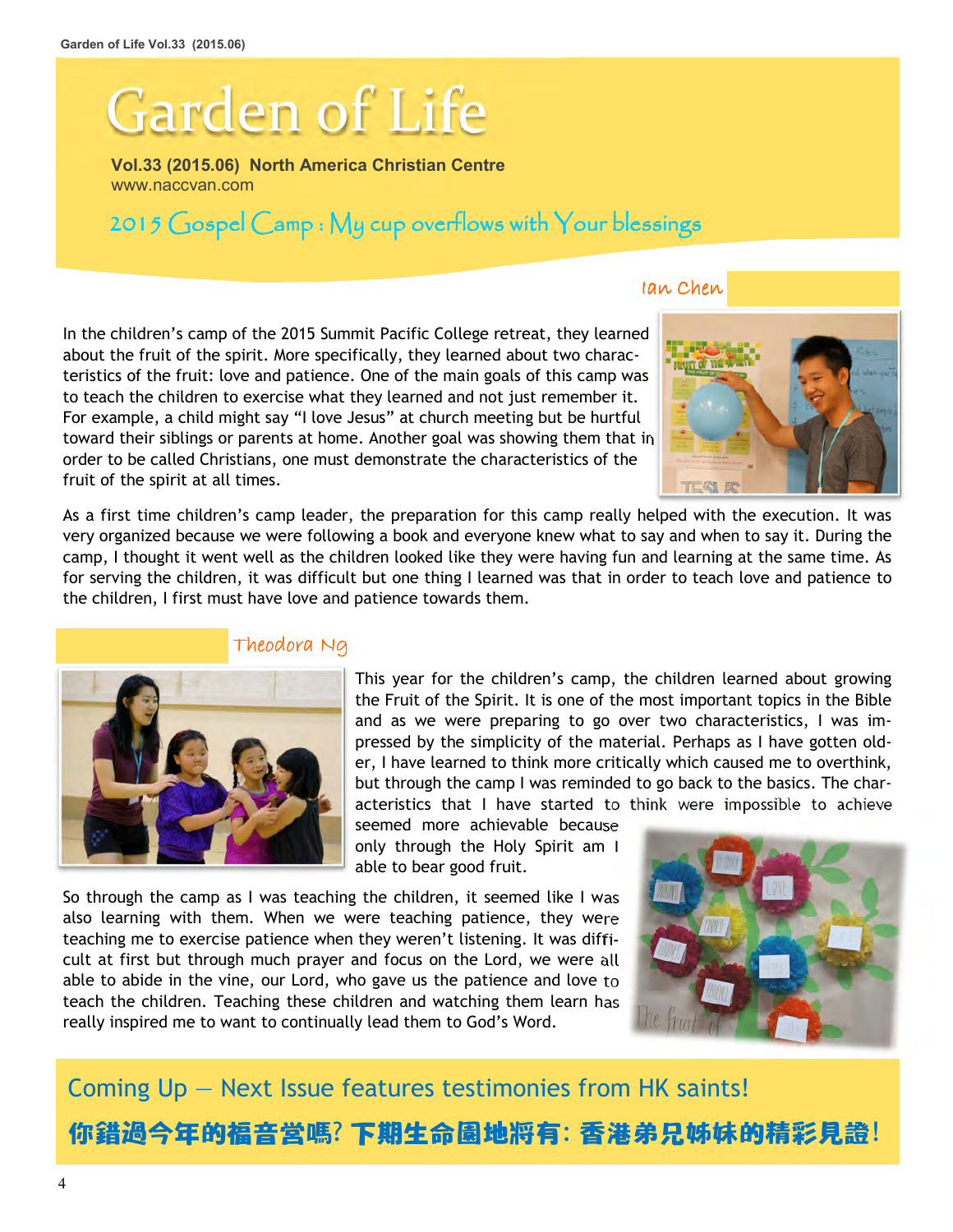# Garden of Life

**Vol.33 (2015.06) North America Christian Centre**
www.naccvan.com

## 2015 Gospel Camp : My cup overflows with Your blessings

### Ian Chen

In the children's camp of the 2015 Summit Pacific College retreat, they learned about the fruit of the spirit. More specifically, they learned about two characteristics of the fruit: love and patience. One of the main goals of this camp was to teach the children to exercise what they learned and not just remember it. For example, a child might say "I love Jesus" at church meeting but be hurtful toward their siblings or parents at home. Another goal was showing them that in order to be called Christians, one must demonstrate the characteristics of the fruit of the spirit at all times.

As a first time children's camp leader, the preparation for this camp really helped with the execution. It was very organized because we were following a book and everyone knew what to say and when to say it. During the camp, I thought it went well as the children looked like they were having fun and learning at the same time. As for serving the children, it was difficult but one thing I learned was that in order to teach love and patience to the children, I first must have love and patience towards them.

### Theodora Ng

This year for the children's camp, the children learned about growing the Fruit of the Spirit. It is one of the most important topics in the Bible and as we were preparing to go over two characteristics, I was impressed by the simplicity of the material. Perhaps as I have gotten older, I have learned to think more critically which caused me to overthink, but through the camp I was reminded to go back to the basics. The characteristics that I have started to think were impossible to achieve seemed more achievable because only through the Holy Spirit am I able to bear good fruit.

So through the camp as I was teaching the children, it seemed like I was also learning with them. When we were teaching patience, they were teaching me to exercise patience when they weren't listening. It was difficult at first but through much prayer and focus on the Lord, we were all able to abide in the vine, our Lord, who gave us the patience and love to teach the children. Teaching these children and watching them learn has really inspired me to want to continually lead them to God's Word.

**Coming Up — Next Issue features testimonies from HK saints!**

**你錯過今年的福音營嗎? 下期生命園地將有: 香港弟兄姊妹的精彩見證!**